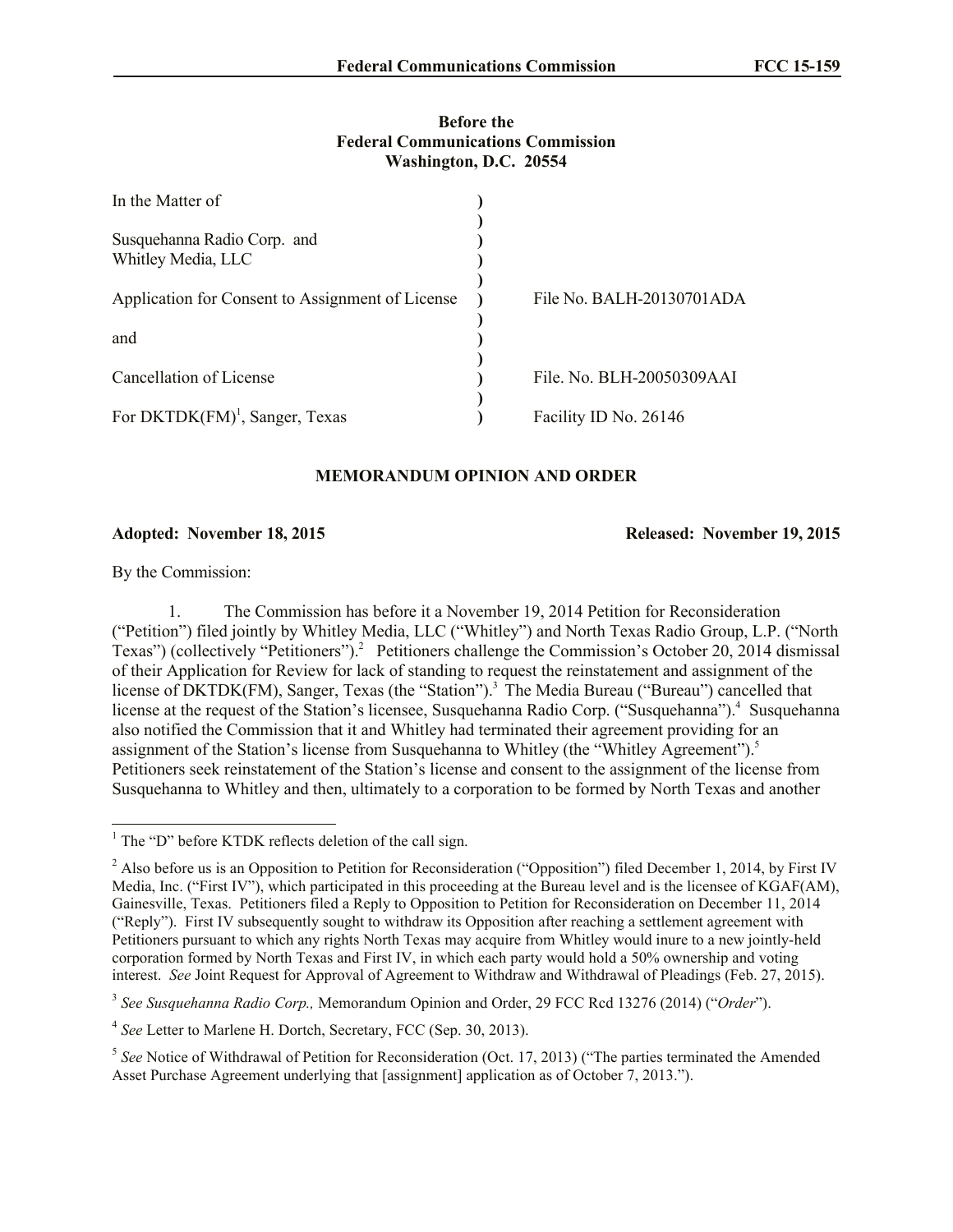**Before the**
**Federal Communications Commission**
**Washington, D.C. 20554**

| | | |
|---|---|---|
| In the Matter of | ) | |
| | ) | |
| Susquehanna Radio Corp. and | ) | |
| Whitley Media, LLC | ) | |
| | ) | |
| Application for Consent to Assignment of License | ) | File No. BALH-20130701ADA |
| | ) | |
| and | ) | |
| | ) | |
| Cancellation of License | ) | File. No. BLH-20050309AAI |
| | ) | |
| For DKTDK(FM)[1], Sanger, Texas | ) | Facility ID No. 26146 |

## MEMORANDUM OPINION AND ORDER

**Adopted: November 18, 2015** **Released: November 19, 2015**

By the Commission:

1. The Commission has before it a November 19, 2014 Petition for Reconsideration ("Petition") filed jointly by Whitley Media, LLC ("Whitley") and North Texas Radio Group, L.P. ("North Texas") (collectively "Petitioners").[2] Petitioners challenge the Commission's October 20, 2014 dismissal of their Application for Review for lack of standing to request the reinstatement and assignment of the license of DKTDK(FM), Sanger, Texas (the "Station").[3] The Media Bureau ("Bureau") cancelled that license at the request of the Station's licensee, Susquehanna Radio Corp. ("Susquehanna").[4] Susquehanna also notified the Commission that it and Whitley had terminated their agreement providing for an assignment of the Station's license from Susquehanna to Whitley (the "Whitley Agreement").[5] Petitioners seek reinstatement of the Station's license and consent to the assignment of the license from Susquehanna to Whitley and then, ultimately to a corporation to be formed by North Texas and another

---

[1] The "D" before KTDK reflects deletion of the call sign.

[2] Also before us is an Opposition to Petition for Reconsideration ("Opposition") filed December 1, 2014, by First IV Media, Inc. ("First IV"), which participated in this proceeding at the Bureau level and is the licensee of KGAF(AM), Gainesville, Texas. Petitioners filed a Reply to Opposition to Petition for Reconsideration on December 11, 2014 ("Reply"). First IV subsequently sought to withdraw its Opposition after reaching a settlement agreement with Petitioners pursuant to which any rights North Texas may acquire from Whitley would inure to a new jointly-held corporation formed by North Texas and First IV, in which each party would hold a 50% ownership and voting interest. *See* Joint Request for Approval of Agreement to Withdraw and Withdrawal of Pleadings (Feb. 27, 2015).

[3] *See Susquehanna Radio Corp.,* Memorandum Opinion and Order, 29 FCC Rcd 13276 (2014) ("*Order*").

[4] *See* Letter to Marlene H. Dortch, Secretary, FCC (Sep. 30, 2013).

[5] *See* Notice of Withdrawal of Petition for Reconsideration (Oct. 17, 2013) ("The parties terminated the Amended Asset Purchase Agreement underlying that [assignment] application as of October 7, 2013.").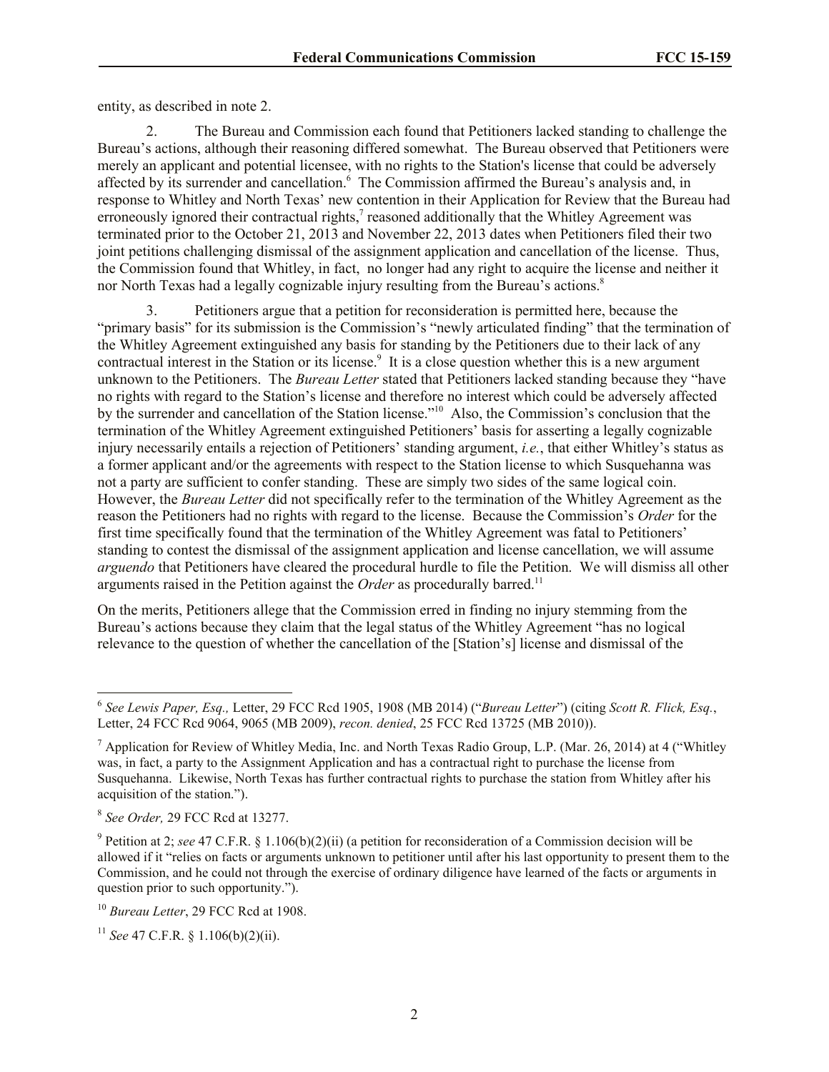entity, as described in note 2.

2. The Bureau and Commission each found that Petitioners lacked standing to challenge the Bureau's actions, although their reasoning differed somewhat. The Bureau observed that Petitioners were merely an applicant and potential licensee, with no rights to the Station's license that could be adversely affected by its surrender and cancellation.[6] The Commission affirmed the Bureau's analysis and, in response to Whitley and North Texas' new contention in their Application for Review that the Bureau had erroneously ignored their contractual rights,[7] reasoned additionally that the Whitley Agreement was terminated prior to the October 21, 2013 and November 22, 2013 dates when Petitioners filed their two joint petitions challenging dismissal of the assignment application and cancellation of the license. Thus, the Commission found that Whitley, in fact, no longer had any right to acquire the license and neither it nor North Texas had a legally cognizable injury resulting from the Bureau's actions.[8]

3. Petitioners argue that a petition for reconsideration is permitted here, because the "primary basis" for its submission is the Commission's "newly articulated finding" that the termination of the Whitley Agreement extinguished any basis for standing by the Petitioners due to their lack of any contractual interest in the Station or its license.[9] It is a close question whether this is a new argument unknown to the Petitioners. The *Bureau Letter* stated that Petitioners lacked standing because they "have no rights with regard to the Station's license and therefore no interest which could be adversely affected by the surrender and cancellation of the Station license."[10] Also, the Commission's conclusion that the termination of the Whitley Agreement extinguished Petitioners' basis for asserting a legally cognizable injury necessarily entails a rejection of Petitioners' standing argument, *i.e.*, that either Whitley's status as a former applicant and/or the agreements with respect to the Station license to which Susquehanna was not a party are sufficient to confer standing. These are simply two sides of the same logical coin. However, the *Bureau Letter* did not specifically refer to the termination of the Whitley Agreement as the reason the Petitioners had no rights with regard to the license. Because the Commission's *Order* for the first time specifically found that the termination of the Whitley Agreement was fatal to Petitioners' standing to contest the dismissal of the assignment application and license cancellation, we will assume *arguendo* that Petitioners have cleared the procedural hurdle to file the Petition. We will dismiss all other arguments raised in the Petition against the *Order* as procedurally barred.[11]

On the merits, Petitioners allege that the Commission erred in finding no injury stemming from the Bureau's actions because they claim that the legal status of the Whitley Agreement "has no logical relevance to the question of whether the cancellation of the [Station's] license and dismissal of the

---

[6] *See Lewis Paper, Esq.,* Letter, 29 FCC Rcd 1905, 1908 (MB 2014) ("*Bureau Letter*") (citing *Scott R. Flick, Esq.*, Letter, 24 FCC Rcd 9064, 9065 (MB 2009), *recon. denied*, 25 FCC Rcd 13725 (MB 2010)).

[7] Application for Review of Whitley Media, Inc. and North Texas Radio Group, L.P. (Mar. 26, 2014) at 4 ("Whitley was, in fact, a party to the Assignment Application and has a contractual right to purchase the license from Susquehanna. Likewise, North Texas has further contractual rights to purchase the station from Whitley after his acquisition of the station.").

[8] *See Order,* 29 FCC Rcd at 13277.

[9] Petition at 2; *see* 47 C.F.R. § 1.106(b)(2)(ii) (a petition for reconsideration of a Commission decision will be allowed if it "relies on facts or arguments unknown to petitioner until after his last opportunity to present them to the Commission, and he could not through the exercise of ordinary diligence have learned of the facts or arguments in question prior to such opportunity.").

[10] *Bureau Letter*, 29 FCC Rcd at 1908.

[11] *See* 47 C.F.R. § 1.106(b)(2)(ii).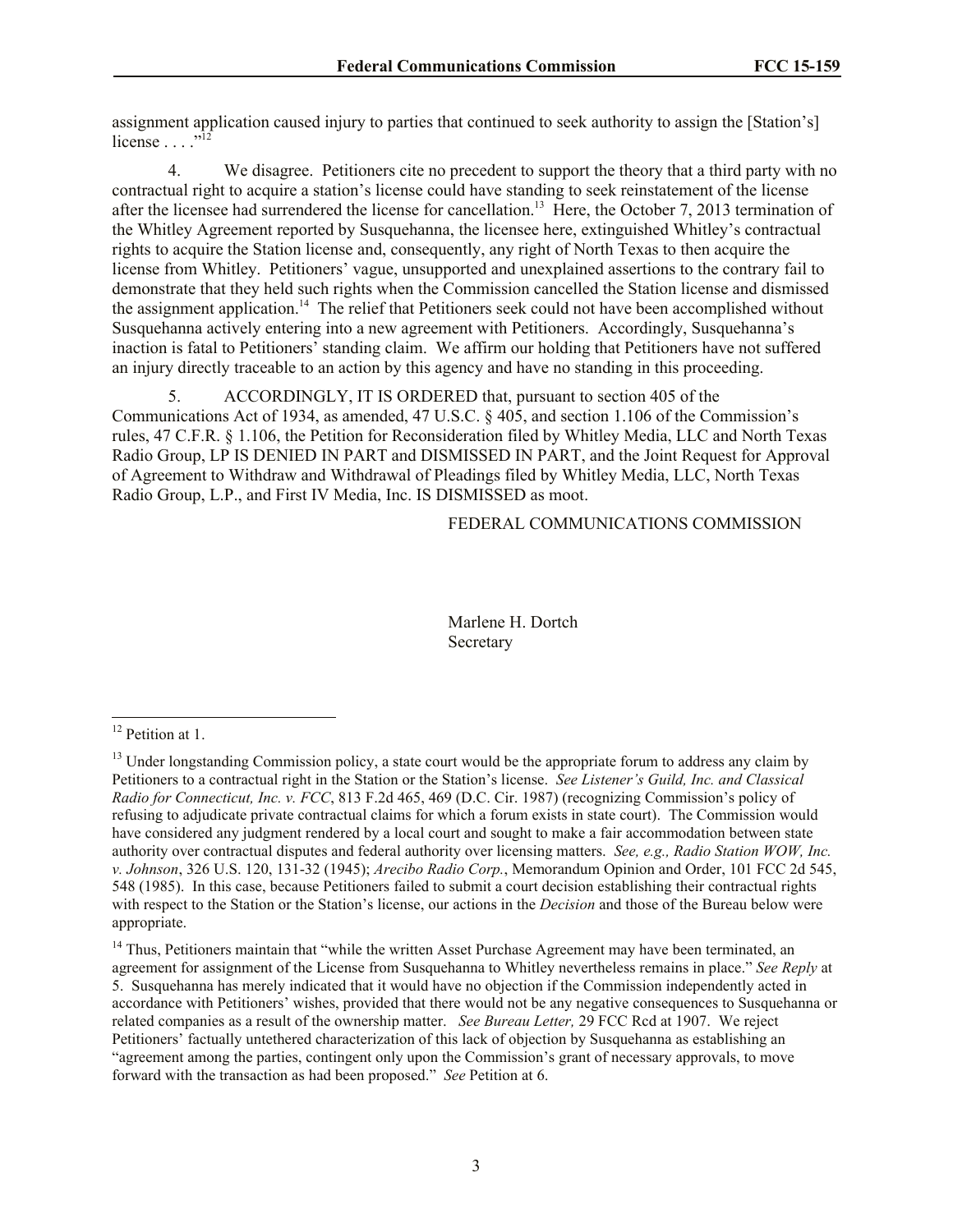assignment application caused injury to parties that continued to seek authority to assign the [Station's] license . . . ."[12]

4. We disagree. Petitioners cite no precedent to support the theory that a third party with no contractual right to acquire a station's license could have standing to seek reinstatement of the license after the licensee had surrendered the license for cancellation.[13] Here, the October 7, 2013 termination of the Whitley Agreement reported by Susquehanna, the licensee here, extinguished Whitley's contractual rights to acquire the Station license and, consequently, any right of North Texas to then acquire the license from Whitley. Petitioners' vague, unsupported and unexplained assertions to the contrary fail to demonstrate that they held such rights when the Commission cancelled the Station license and dismissed the assignment application.[14] The relief that Petitioners seek could not have been accomplished without Susquehanna actively entering into a new agreement with Petitioners. Accordingly, Susquehanna's inaction is fatal to Petitioners' standing claim. We affirm our holding that Petitioners have not suffered an injury directly traceable to an action by this agency and have no standing in this proceeding.

5. ACCORDINGLY, IT IS ORDERED that, pursuant to section 405 of the Communications Act of 1934, as amended, 47 U.S.C. § 405, and section 1.106 of the Commission's rules, 47 C.F.R. § 1.106, the Petition for Reconsideration filed by Whitley Media, LLC and North Texas Radio Group, LP IS DENIED IN PART and DISMISSED IN PART, and the Joint Request for Approval of Agreement to Withdraw and Withdrawal of Pleadings filed by Whitley Media, LLC, North Texas Radio Group, L.P., and First IV Media, Inc. IS DISMISSED as moot.

FEDERAL COMMUNICATIONS COMMISSION

Marlene H. Dortch
Secretary

---

[12] Petition at 1.

[13] Under longstanding Commission policy, a state court would be the appropriate forum to address any claim by Petitioners to a contractual right in the Station or the Station's license. *See Listener's Guild, Inc. and Classical Radio for Connecticut, Inc. v. FCC*, 813 F.2d 465, 469 (D.C. Cir. 1987) (recognizing Commission's policy of refusing to adjudicate private contractual claims for which a forum exists in state court). The Commission would have considered any judgment rendered by a local court and sought to make a fair accommodation between state authority over contractual disputes and federal authority over licensing matters. *See, e.g., Radio Station WOW, Inc. v. Johnson*, 326 U.S. 120, 131-32 (1945); *Arecibo Radio Corp.*, Memorandum Opinion and Order, 101 FCC 2d 545, 548 (1985). In this case, because Petitioners failed to submit a court decision establishing their contractual rights with respect to the Station or the Station's license, our actions in the *Decision* and those of the Bureau below were appropriate.

[14] Thus, Petitioners maintain that "while the written Asset Purchase Agreement may have been terminated, an agreement for assignment of the License from Susquehanna to Whitley nevertheless remains in place." *See Reply* at 5. Susquehanna has merely indicated that it would have no objection if the Commission independently acted in accordance with Petitioners' wishes, provided that there would not be any negative consequences to Susquehanna or related companies as a result of the ownership matter. *See Bureau Letter,* 29 FCC Rcd at 1907. We reject Petitioners' factually untethered characterization of this lack of objection by Susquehanna as establishing an "agreement among the parties, contingent only upon the Commission's grant of necessary approvals, to move forward with the transaction as had been proposed." *See* Petition at 6.